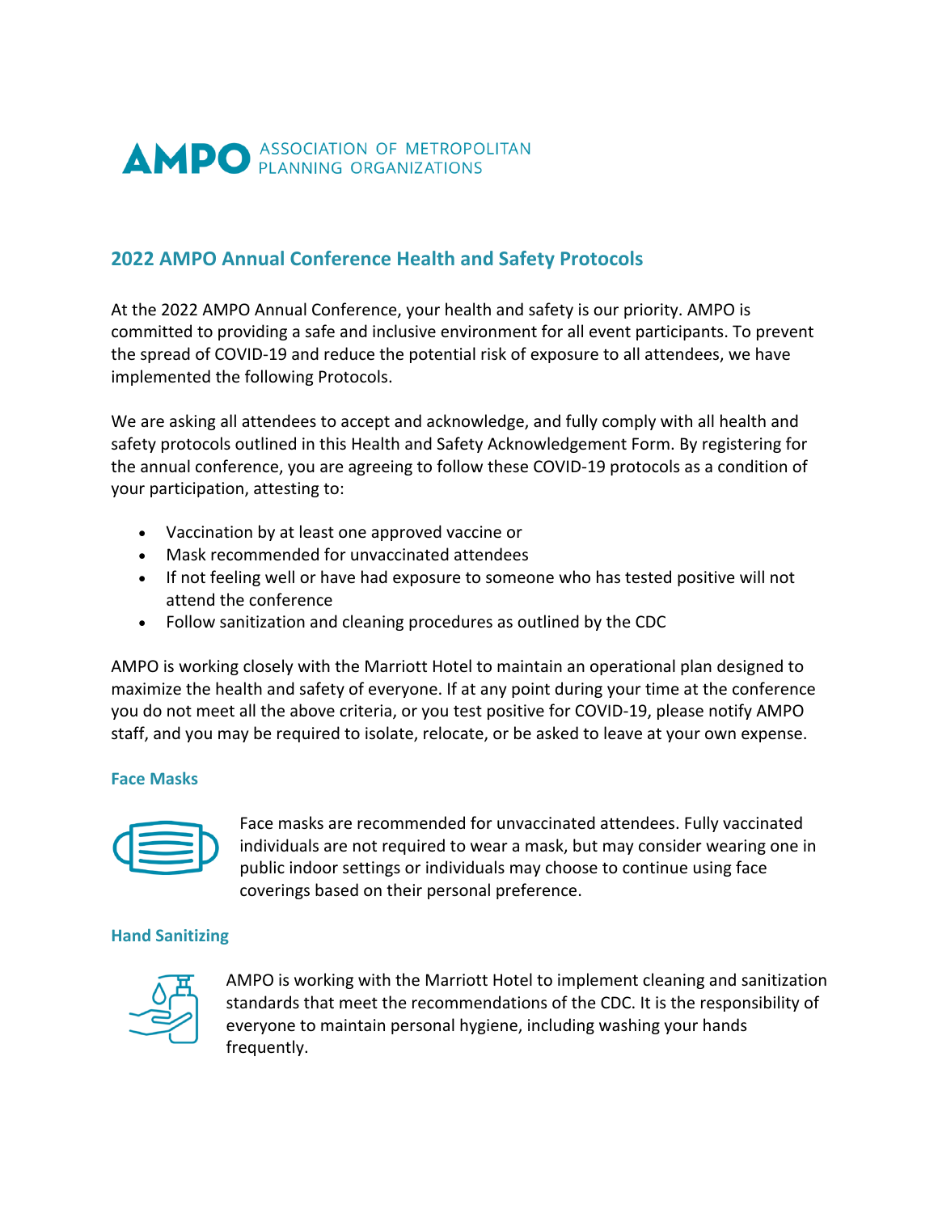AMPO ASSOCIATION OF METROPOLITAN PLANNING ORGANIZATIONS

## 2022 AMPO Annual Conference Health and Safety Protocols

At the 2022 AMPO Annual Conference, your health and safety is our priority. AMPO is committed to providing a safe and inclusive environment for all event participants. To prevent the spread of COVID-19 and reduce the potential risk of exposure to all attendees, we have implemented the following Protocols.

We are asking all attendees to accept and acknowledge, and fully comply with all health and safety protocols outlined in this Health and Safety Acknowledgement Form. By registering for the annual conference, you are agreeing to follow these COVID-19 protocols as a condition of your participation, attesting to:

- Vaccination by at least one approved vaccine or
- Mask recommended for unvaccinated attendees
- If not feeling well or have had exposure to someone who has tested positive will not attend the conference
- Follow sanitization and cleaning procedures as outlined by the CDC

AMPO is working closely with the Marriott Hotel to maintain an operational plan designed to maximize the health and safety of everyone. If at any point during your time at the conference you do not meet all the above criteria, or you test positive for COVID-19, please notify AMPO staff, and you may be required to isolate, relocate, or be asked to leave at your own expense.

### Face Masks

Face masks are recommended for unvaccinated attendees. Fully vaccinated individuals are not required to wear a mask, but may consider wearing one in public indoor settings or individuals may choose to continue using face coverings based on their personal preference.

### Hand Sanitizing

AMPO is working with the Marriott Hotel to implement cleaning and sanitization standards that meet the recommendations of the CDC. It is the responsibility of everyone to maintain personal hygiene, including washing your hands frequently.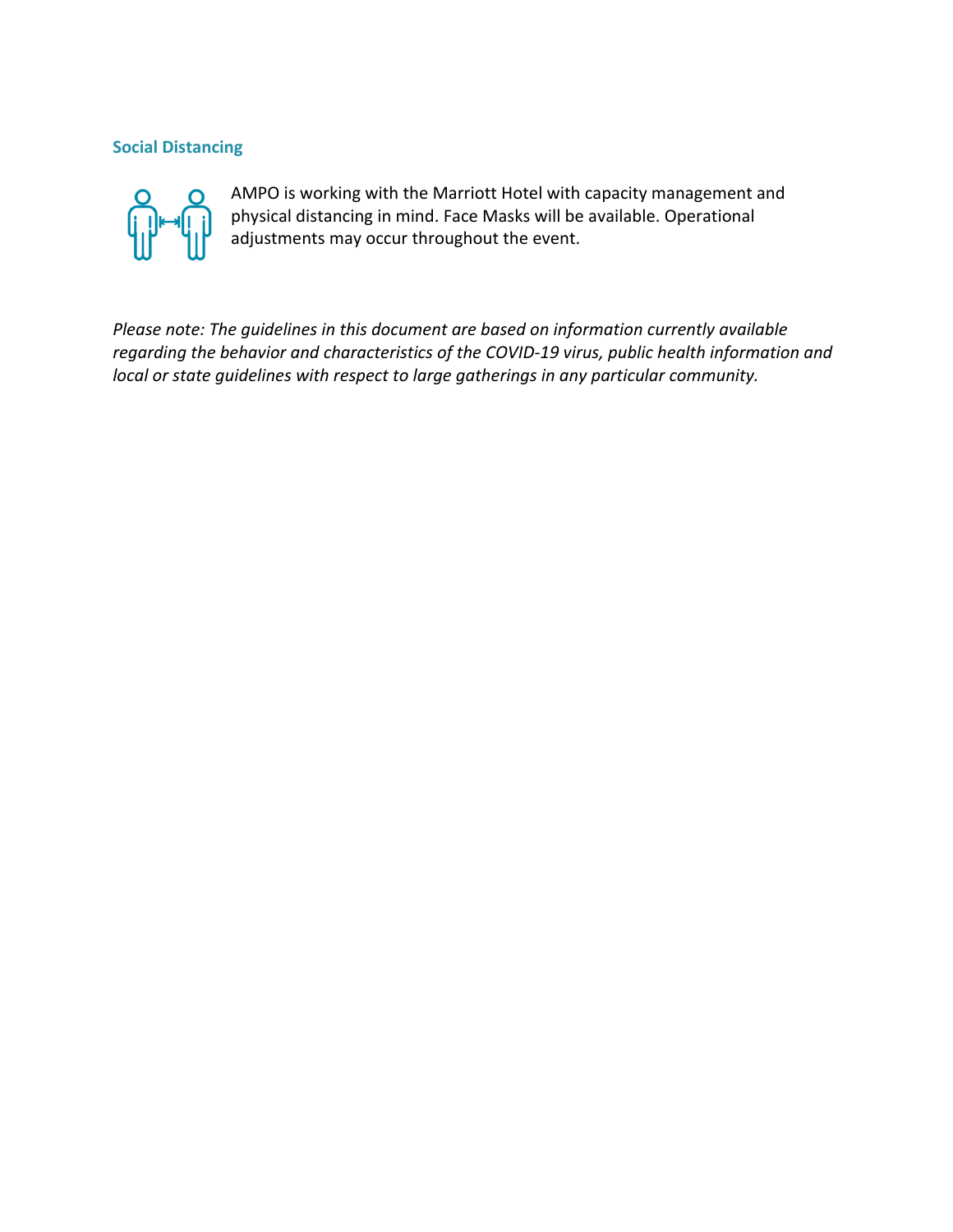### Social Distancing

AMPO is working with the Marriott Hotel with capacity management and physical distancing in mind. Face Masks will be available. Operational adjustments may occur throughout the event.

*Please note: The guidelines in this document are based on information currently available regarding the behavior and characteristics of the COVID-19 virus, public health information and local or state guidelines with respect to large gatherings in any particular community.*